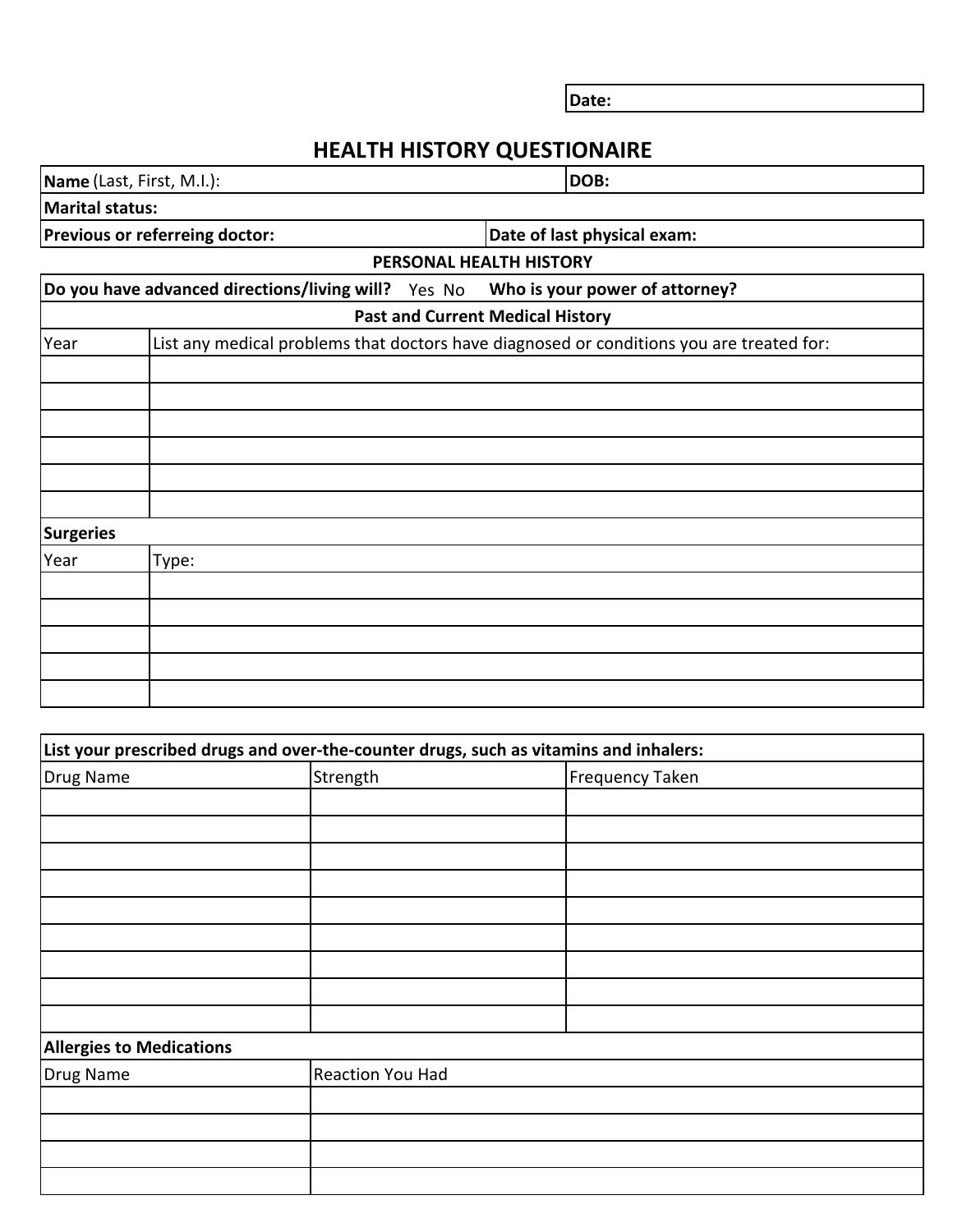| | |
|---|---|
| **Date:** | |

# HEALTH HISTORY QUESTIONAIRE

| | |
|---|---|
| **Name** (Last, First, M.I.): | **DOB:** |
| **Marital status:** | |
| **Previous or refereing doctor:** | **Date of last physical exam:** |

## PERSONAL HEALTH HISTORY

| | |
|---|---|
| **Do you have advanced directions/living will?** Yes No | **Who is your power of attorney?** |

### Past and Current Medical History

| Year | List any medical problems that doctors have diagnosed or conditions you are treated for: |
|---|---|
| | |
| | |
| | |
| | |
| | |
| | |

**Surgeries**

| Year | Type: |
|---|---|
| | |
| | |
| | |
| | |
| | |

**List your prescribed drugs and over-the-counter drugs, such as vitamins and inhalers:**

| Drug Name | Strength | Frequency Taken |
|---|---|---|
| | | |
| | | |
| | | |
| | | |
| | | |
| | | |
| | | |
| | | |
| | | |

**Allergies to Medications**

| Drug Name | Reaction You Had |
|---|---|
| | |
| | |
| | |
| | |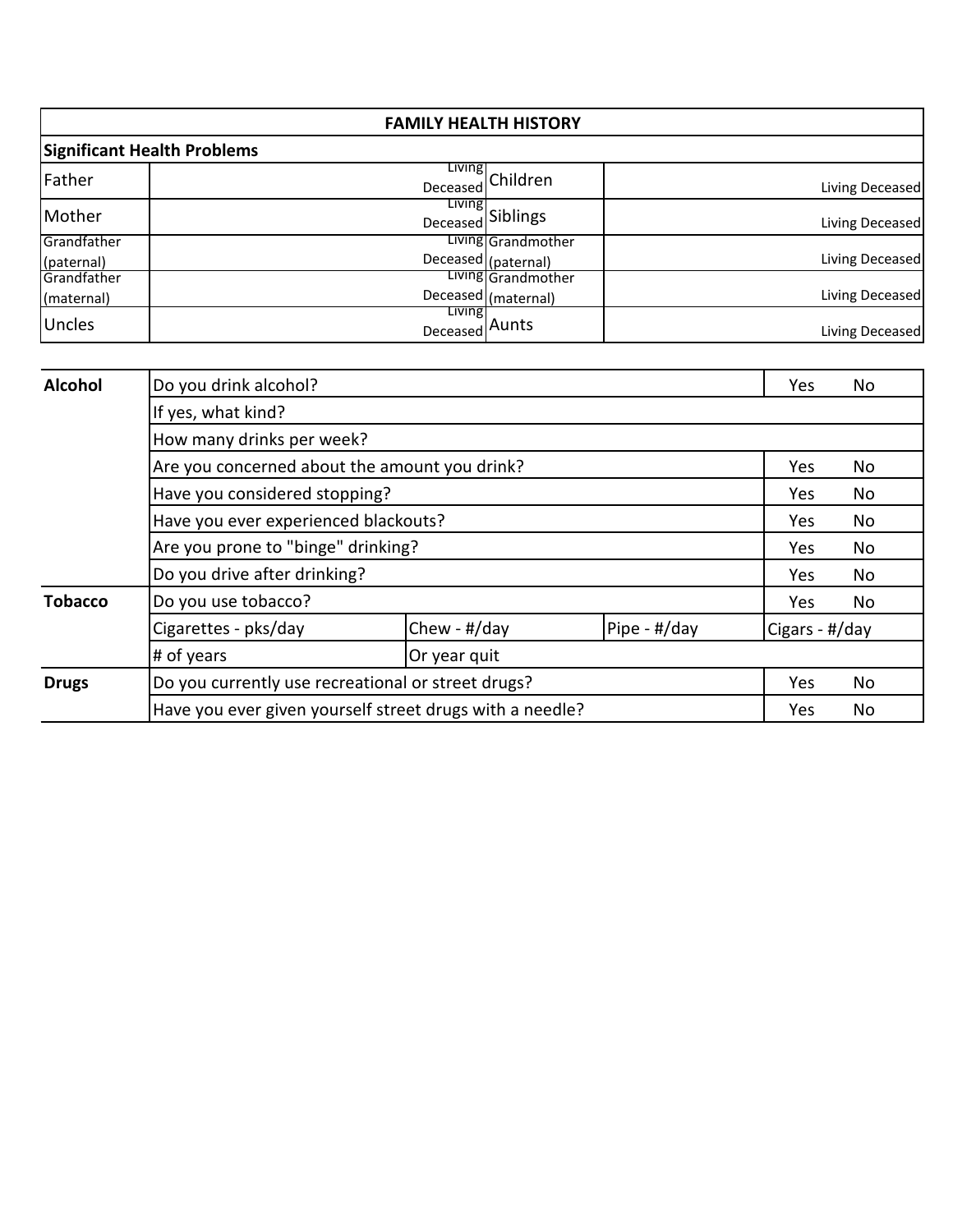## FAMILY HEALTH HISTORY

**Significant Health Problems**

| | | | | | |
|---|---|---|---|---|---|
| Father | | Living Deceased | Children | | Living Deceased |
| Mother | | Living Deceased | Siblings | | Living Deceased |
| Grandfather (paternal) | | Living Deceased | Grandmother (paternal) | | Living Deceased |
| Grandfather (maternal) | | Living Deceased | Grandmother (maternal) | | Living Deceased |
| Uncles | | Living Deceased | Aunts | | Living Deceased |

| | | | | | |
|---|---|---|---|---|---|
| **Alcohol** | Do you drink alcohol? | | | Yes | No |
| | If yes, what kind? | | | | |
| | How many drinks per week? | | | | |
| | Are you concerned about the amount you drink? | | | Yes | No |
| | Have you considered stopping? | | | Yes | No |
| | Have you ever experienced blackouts? | | | Yes | No |
| | Are you prone to "binge" drinking? | | | Yes | No |
| | Do you drive after drinking? | | | Yes | No |
| **Tobacco** | Do you use tobacco? | | | Yes | No |
| | Cigarettes - pks/day | Chew - #/day | Pipe - #/day | Cigars - #/day | |
| | # of years | Or year quit | | | |
| **Drugs** | Do you currently use recreational or street drugs? | | | Yes | No |
| | Have you ever given yourself street drugs with a needle? | | | Yes | No |